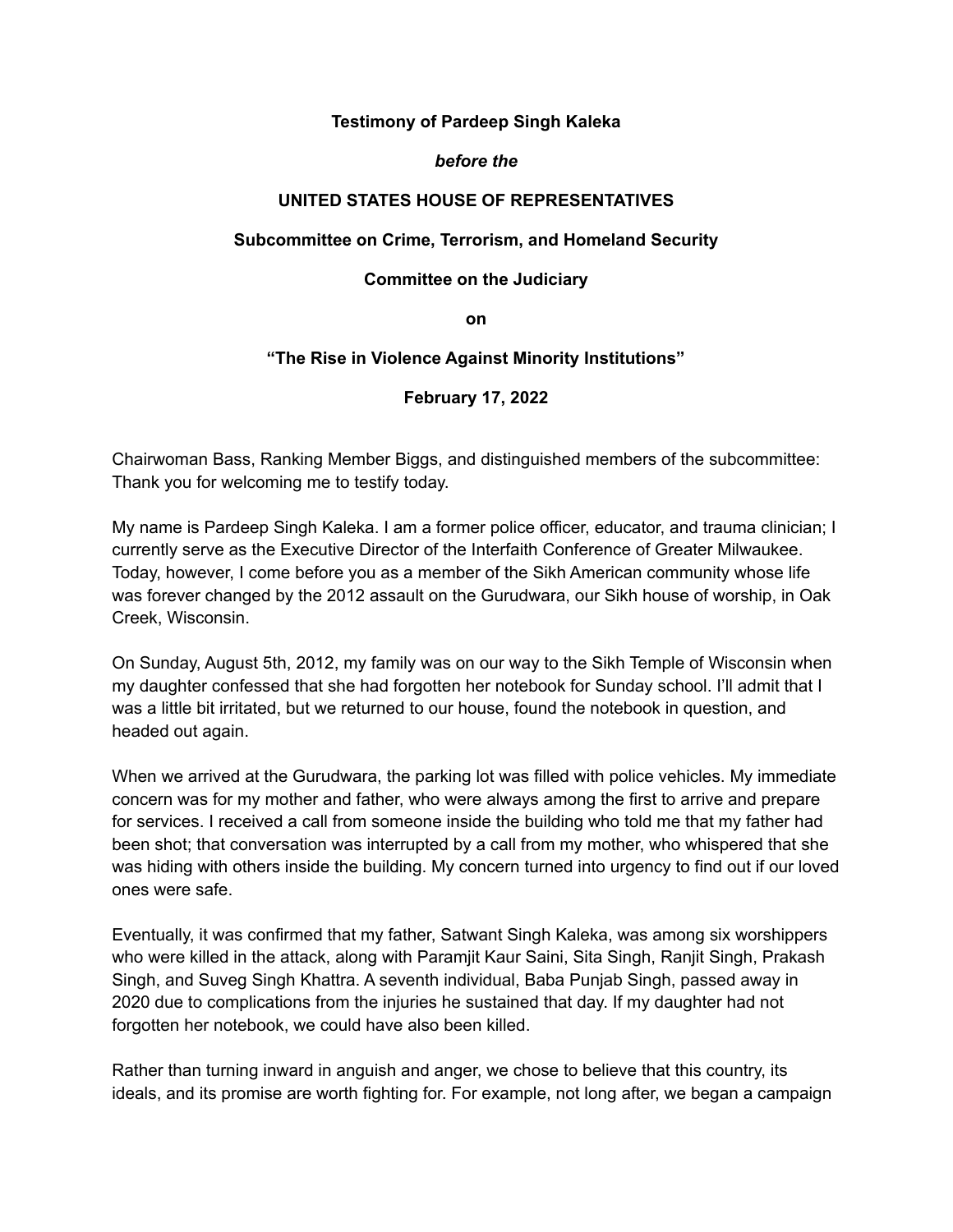**Testimony of Pardeep Singh Kaleka**

***before the***

**UNITED STATES HOUSE OF REPRESENTATIVES**

**Subcommittee on Crime, Terrorism, and Homeland Security**

**Committee on the Judiciary**

**on**

**"The Rise in Violence Against Minority Institutions"**

**February 17, 2022**

Chairwoman Bass, Ranking Member Biggs, and distinguished members of the subcommittee: Thank you for welcoming me to testify today.

My name is Pardeep Singh Kaleka. I am a former police officer, educator, and trauma clinician; I currently serve as the Executive Director of the Interfaith Conference of Greater Milwaukee. Today, however, I come before you as a member of the Sikh American community whose life was forever changed by the 2012 assault on the Gurudwara, our Sikh house of worship, in Oak Creek, Wisconsin.

On Sunday, August 5th, 2012, my family was on our way to the Sikh Temple of Wisconsin when my daughter confessed that she had forgotten her notebook for Sunday school. I'll admit that I was a little bit irritated, but we returned to our house, found the notebook in question, and headed out again.

When we arrived at the Gurudwara, the parking lot was filled with police vehicles. My immediate concern was for my mother and father, who were always among the first to arrive and prepare for services. I received a call from someone inside the building who told me that my father had been shot; that conversation was interrupted by a call from my mother, who whispered that she was hiding with others inside the building. My concern turned into urgency to find out if our loved ones were safe.

Eventually, it was confirmed that my father, Satwant Singh Kaleka, was among six worshippers who were killed in the attack, along with Paramjit Kaur Saini, Sita Singh, Ranjit Singh, Prakash Singh, and Suveg Singh Khattra. A seventh individual, Baba Punjab Singh, passed away in 2020 due to complications from the injuries he sustained that day. If my daughter had not forgotten her notebook, we could have also been killed.

Rather than turning inward in anguish and anger, we chose to believe that this country, its ideals, and its promise are worth fighting for. For example, not long after, we began a campaign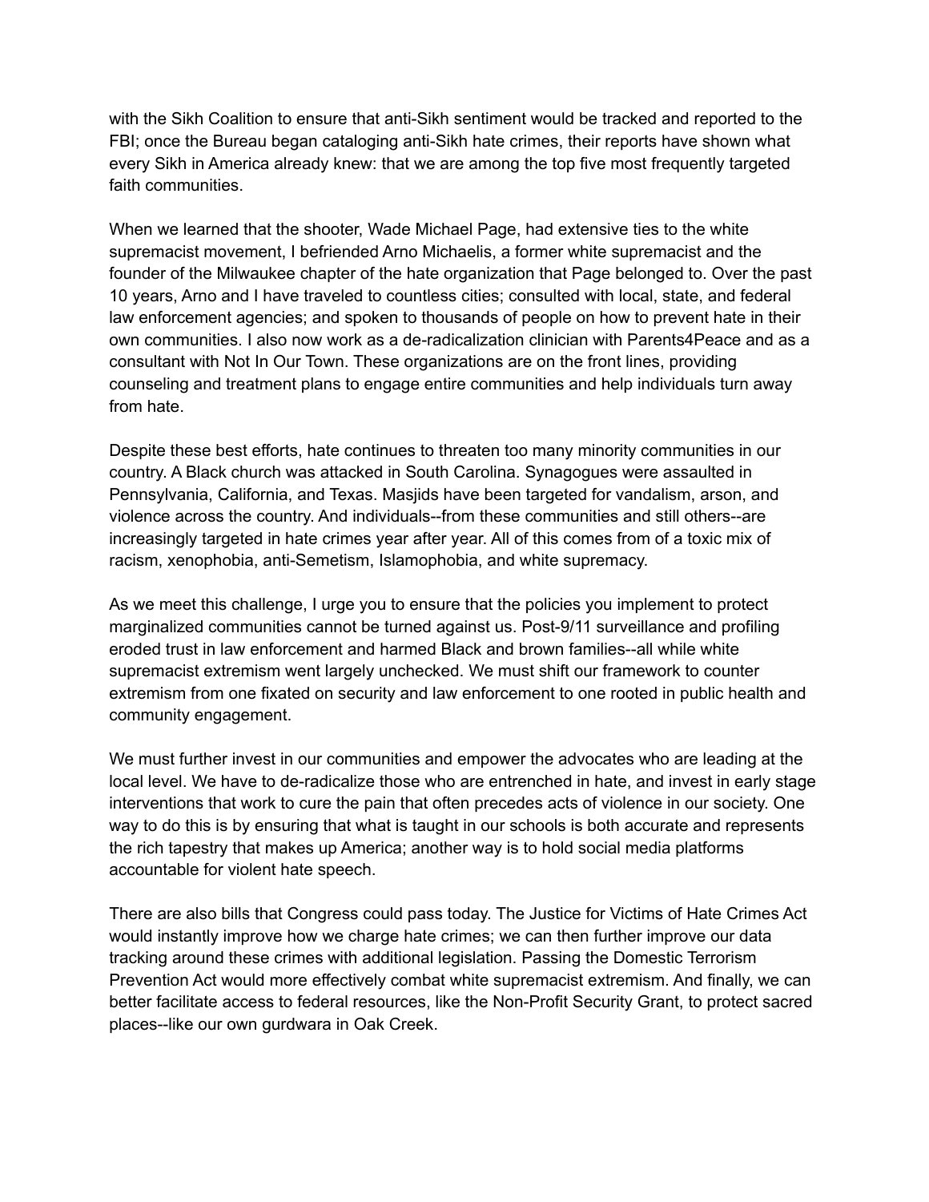with the Sikh Coalition to ensure that anti-Sikh sentiment would be tracked and reported to the FBI; once the Bureau began cataloging anti-Sikh hate crimes, their reports have shown what every Sikh in America already knew: that we are among the top five most frequently targeted faith communities.

When we learned that the shooter, Wade Michael Page, had extensive ties to the white supremacist movement, I befriended Arno Michaelis, a former white supremacist and the founder of the Milwaukee chapter of the hate organization that Page belonged to. Over the past 10 years, Arno and I have traveled to countless cities; consulted with local, state, and federal law enforcement agencies; and spoken to thousands of people on how to prevent hate in their own communities. I also now work as a de-radicalization clinician with Parents4Peace and as a consultant with Not In Our Town. These organizations are on the front lines, providing counseling and treatment plans to engage entire communities and help individuals turn away from hate.

Despite these best efforts, hate continues to threaten too many minority communities in our country. A Black church was attacked in South Carolina. Synagogues were assaulted in Pennsylvania, California, and Texas. Masjids have been targeted for vandalism, arson, and violence across the country. And individuals--from these communities and still others--are increasingly targeted in hate crimes year after year. All of this comes from of a toxic mix of racism, xenophobia, anti-Semetism, Islamophobia, and white supremacy.

As we meet this challenge, I urge you to ensure that the policies you implement to protect marginalized communities cannot be turned against us. Post-9/11 surveillance and profiling eroded trust in law enforcement and harmed Black and brown families--all while white supremacist extremism went largely unchecked. We must shift our framework to counter extremism from one fixated on security and law enforcement to one rooted in public health and community engagement.

We must further invest in our communities and empower the advocates who are leading at the local level. We have to de-radicalize those who are entrenched in hate, and invest in early stage interventions that work to cure the pain that often precedes acts of violence in our society. One way to do this is by ensuring that what is taught in our schools is both accurate and represents the rich tapestry that makes up America; another way is to hold social media platforms accountable for violent hate speech.

There are also bills that Congress could pass today. The Justice for Victims of Hate Crimes Act would instantly improve how we charge hate crimes; we can then further improve our data tracking around these crimes with additional legislation. Passing the Domestic Terrorism Prevention Act would more effectively combat white supremacist extremism. And finally, we can better facilitate access to federal resources, like the Non-Profit Security Grant, to protect sacred places--like our own gurdwara in Oak Creek.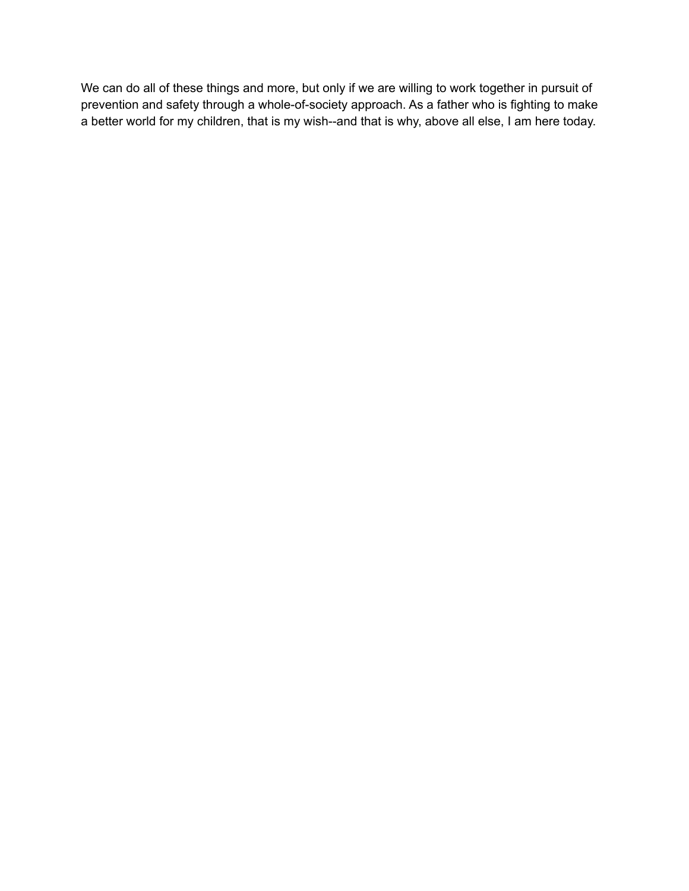We can do all of these things and more, but only if we are willing to work together in pursuit of prevention and safety through a whole-of-society approach. As a father who is fighting to make a better world for my children, that is my wish--and that is why, above all else, I am here today.